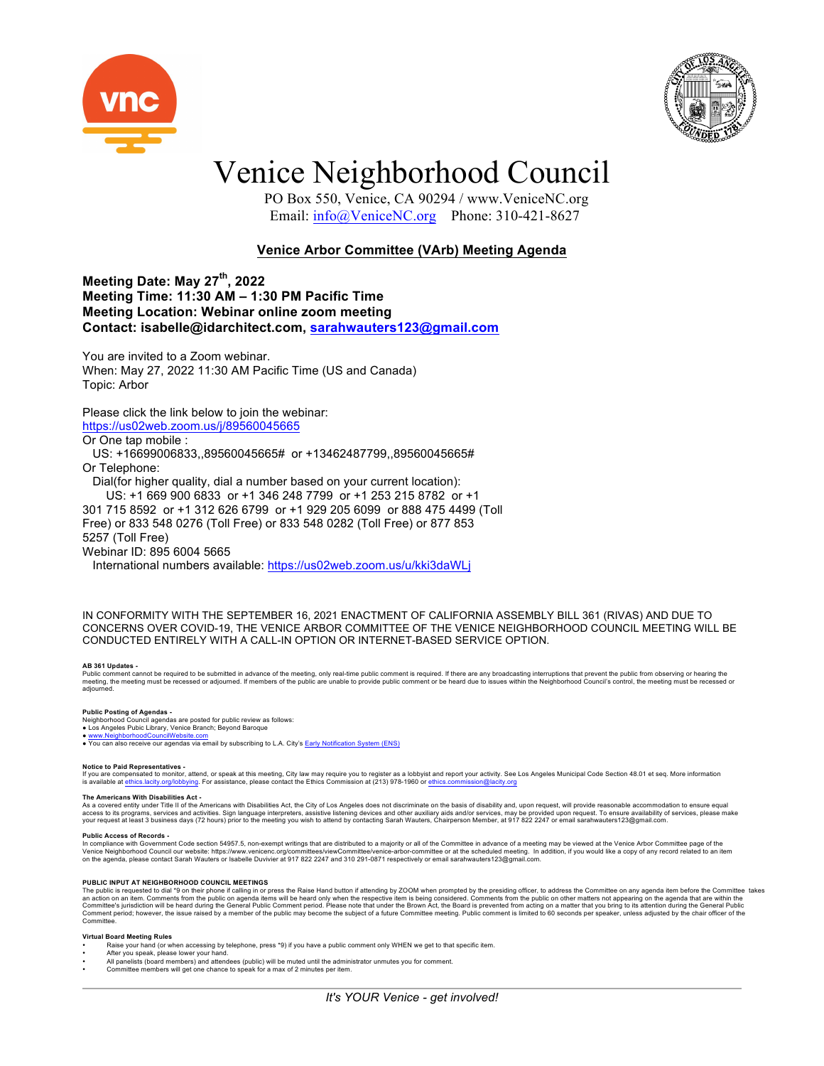# Venice Neighborhood Council

PO Box 550, Venice, CA 90294 / www.VeniceNC.org
Email: info@VeniceNC.org Phone: 310-421-8627

## Venice Arbor Committee (VArb) Meeting Agenda

**Meeting Date: May 27th, 2022**
**Meeting Time: 11:30 AM – 1:30 PM Pacific Time**
**Meeting Location: Webinar online zoom meeting**
**Contact: isabelle@idarchitect.com, sarahwauters123@gmail.com**

You are invited to a Zoom webinar.
When: May 27, 2022 11:30 AM Pacific Time (US and Canada)
Topic: Arbor

Please click the link below to join the webinar:
https://us02web.zoom.us/j/89560045665
Or One tap mobile :
US: +16699006833,,89560045665# or +13462487799,,89560045665#
Or Telephone:
Dial(for higher quality, dial a number based on your current location):
US: +1 669 900 6833 or +1 346 248 7799 or +1 253 215 8782 or +1 301 715 8592 or +1 312 626 6799 or +1 929 205 6099 or 888 475 4499 (Toll Free) or 833 548 0276 (Toll Free) or 833 548 0282 (Toll Free) or 877 853 5257 (Toll Free)
Webinar ID: 895 6004 5665
International numbers available: https://us02web.zoom.us/u/kki3daWLj

IN CONFORMITY WITH THE SEPTEMBER 16, 2021 ENACTMENT OF CALIFORNIA ASSEMBLY BILL 361 (RIVAS) AND DUE TO CONCERNS OVER COVID-19, THE VENICE ARBOR COMMITTEE OF THE VENICE NEIGHBORHOOD COUNCIL MEETING WILL BE CONDUCTED ENTIRELY WITH A CALL-IN OPTION OR INTERNET-BASED SERVICE OPTION.

**AB 361 Updates -**
Public comment cannot be required to be submitted in advance of the meeting, only real-time public comment is required. If there are any broadcasting interruptions that prevent the public from observing or hearing the meeting, the meeting must be recessed or adjourned. If members of the public are unable to provide public comment or be heard due to issues within the Neighborhood Council's control, the meeting must be recessed or adjourned.

**Public Posting of Agendas -**
Neighborhood Council agendas are posted for public review as follows:
- Los Angeles Public Library, Venice Branch; Beyond Baroque
- www.NeighborhoodCouncilWebsite.com
- You can also receive our agendas via email by subscribing to L.A. City's Early Notification System (ENS)

**Notice to Paid Representatives -**
If you are compensated to monitor, attend, or speak at this meeting, City law may require you to register as a lobbyist and report your activity. See Los Angeles Municipal Code Section 48.01 et seq. More information is available at ethics.lacity.org/lobbying. For assistance, please contact the Ethics Commission at (213) 978-1960 or ethics.commission@lacity.org

**The Americans With Disabilities Act -**
As a covered entity under Title II of the Americans with Disabilities Act, the City of Los Angeles does not discriminate on the basis of disability and, upon request, will provide reasonable accommodation to ensure equal access to its programs, services and activities. Sign language interpreters, assistive listening devices and other auxiliary aids and/or services, may be provided upon request. To ensure availability of services, please make your request at least 3 business days (72 hours) prior to the meeting you wish to attend by contacting Sarah Wauters, Chairperson Member, at 917 822 2247 or email sarahwauters123@gmail.com.

**Public Access of Records -**
In compliance with Government Code section 54957.5, non-exempt writings that are distributed to a majority or all of the Committee in advance of a meeting may be viewed at the Venice Arbor Committee page of the Venice Neighborhood Council our website: https://www.venicenc.org/committees/viewCommittee/venice-arbor-committee or at the scheduled meeting. In addition, if you would like a copy of any record related to an item on the agenda, please contact Sarah Wauters or Isabelle Duvivier at 917 822 2247 and 310 291-0871 respectively or email sarahwauters123@gmail.com.

**PUBLIC INPUT AT NEIGHBORHOOD COUNCIL MEETINGS**
The public is requested to dial *9 on their phone if calling in or press the Raise Hand button if attending by ZOOM when prompted by the presiding officer, to address the Committee on any agenda item before the Committee takes an action on an item. Comments from the public on agenda items will be heard only when the respective item is being considered. Comments from the public on other matters not appearing on the agenda that are within the Committee's jurisdiction will be heard during the General Public Comment period. Please note that under the Brown Act, the Board is prevented from acting on a matter that you bring to its attention during the General Public Comment period; however, the issue raised by a member of the public may become the subject of a future Committee meeting. Public comment is limited to 60 seconds per speaker, unless adjusted by the chair officer of the Committee.

**Virtual Board Meeting Rules**
- Raise your hand (or when accessing by telephone, press *9) if you have a public comment only WHEN we get to that specific item.
- After you speak, please lower your hand.
- All panelists (board members) and attendees (public) will be muted until the administrator unmutes you for comment.
- Committee members will get one chance to speak for a max of 2 minutes per item.

*It's YOUR Venice - get involved!*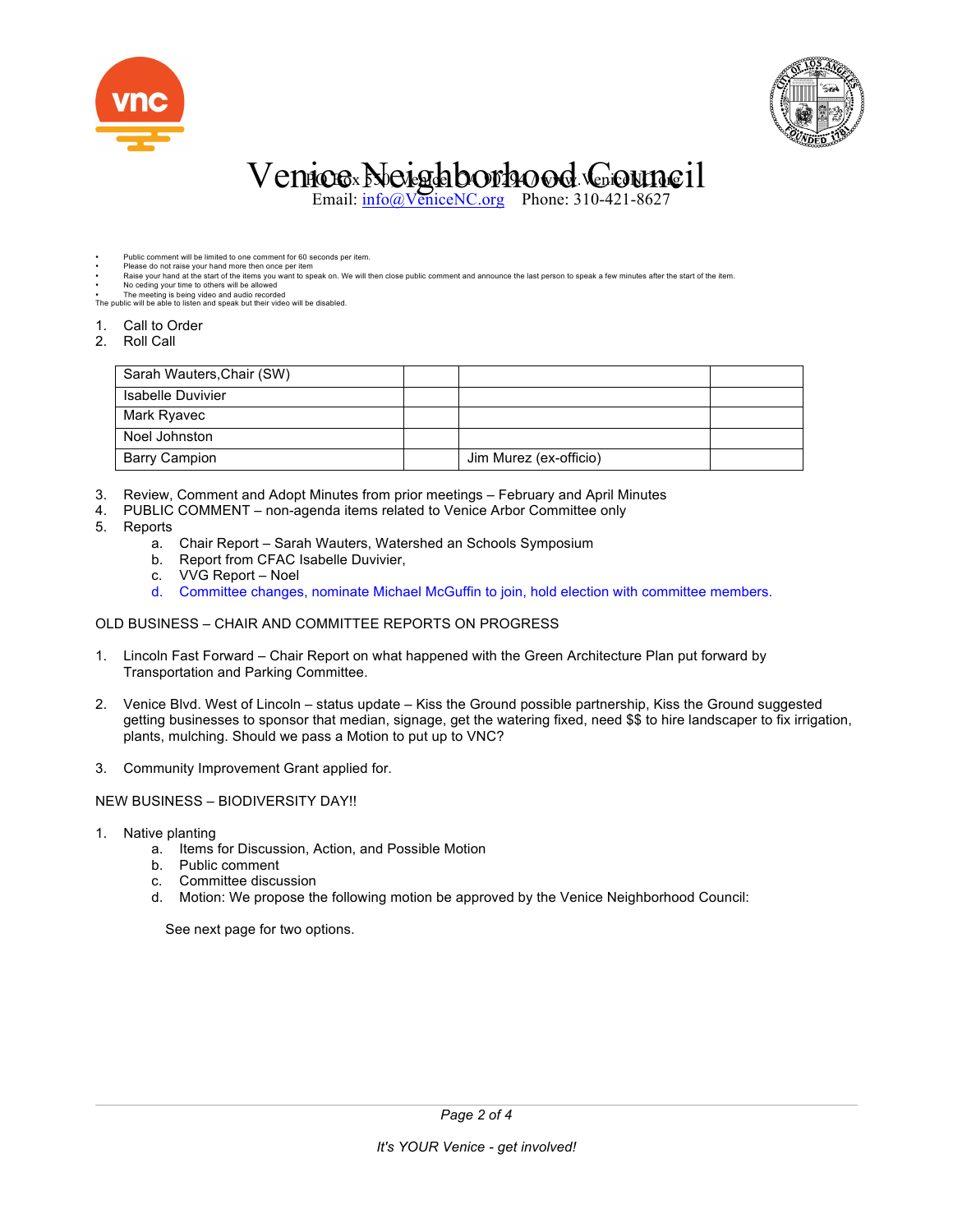# Venice Neighborhood Council

PO Box 550, Venice, CA 90294 / www.VeniceNC.org
Email: info@VeniceNC.org Phone: 310-421-8627

- Public comment will be limited to one comment for 60 seconds per item.
- Please do not raise your hand more then once per item
- Raise your hand at the start of the items you want to speak on. We will then close public comment and announce the last person to speak a few minutes after the start of the item.
- No ceding your time to others will be allowed
- The meeting is being video and audio recorded

The public will be able to listen and speak but their video will be disabled.

1. Call to Order
2. Roll Call

| Sarah Wauters,Chair (SW) | | | |
|---|---|---|---|
| Isabelle Duvivier | | | |
| Mark Ryavec | | | |
| Noel Johnston | | | |
| Barry Campion | | Jim Murez (ex-officio) | |

3. Review, Comment and Adopt Minutes from prior meetings – February and April Minutes
4. PUBLIC COMMENT – non-agenda items related to Venice Arbor Committee only
5. Reports
   a. Chair Report – Sarah Wauters, Watershed an Schools Symposium
   b. Report from CFAC Isabelle Duvivier,
   c. VVG Report – Noel
   d. Committee changes, nominate Michael McGuffin to join, hold election with committee members.

OLD BUSINESS – CHAIR AND COMMITTEE REPORTS ON PROGRESS

1. Lincoln Fast Forward – Chair Report on what happened with the Green Architecture Plan put forward by Transportation and Parking Committee.

2. Venice Blvd. West of Lincoln – status update – Kiss the Ground possible partnership, Kiss the Ground suggested getting businesses to sponsor that median, signage, get the watering fixed, need $$ to hire landscaper to fix irrigation, plants, mulching. Should we pass a Motion to put up to VNC?

3. Community Improvement Grant applied for.

NEW BUSINESS – BIODIVERSITY DAY!!

1. Native planting
   a. Items for Discussion, Action, and Possible Motion
   b. Public comment
   c. Committee discussion
   d. Motion: We propose the following motion be approved by the Venice Neighborhood Council:

   See next page for two options.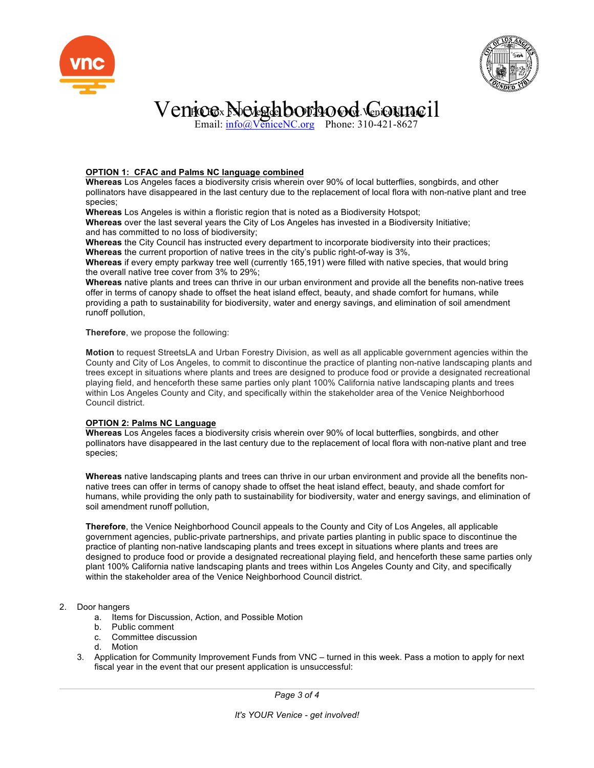Venice Neighborhood Council
PO Box 550, Venice CA 90294 / www.VeniceNC.org
Email: info@VeniceNC.org    Phone: 310-421-8627

**OPTION 1: CFAC and Palms NC language combined**

**Whereas** Los Angeles faces a biodiversity crisis wherein over 90% of local butterflies, songbirds, and other pollinators have disappeared in the last century due to the replacement of local flora with non-native plant and tree species;
**Whereas** Los Angeles is within a floristic region that is noted as a Biodiversity Hotspot;
**Whereas** over the last several years the City of Los Angeles has invested in a Biodiversity Initiative; and has committed to no loss of biodiversity;
**Whereas** the City Council has instructed every department to incorporate biodiversity into their practices;
**Whereas** the current proportion of native trees in the city's public right-of-way is 3%,
**Whereas** if every empty parkway tree well (currently 165,191) were filled with native species, that would bring the overall native tree cover from 3% to 29%;
**Whereas** native plants and trees can thrive in our urban environment and provide all the benefits non-native trees offer in terms of canopy shade to offset the heat island effect, beauty, and shade comfort for humans, while providing a path to sustainability for biodiversity, water and energy savings, and elimination of soil amendment runoff pollution,

**Therefore**, we propose the following:

**Motion** to request StreetsLA and Urban Forestry Division, as well as all applicable government agencies within the County and City of Los Angeles, to commit to discontinue the practice of planting non-native landscaping plants and trees except in situations where plants and trees are designed to produce food or provide a designated recreational playing field, and henceforth these same parties only plant 100% California native landscaping plants and trees within Los Angeles County and City, and specifically within the stakeholder area of the Venice Neighborhood Council district.

**OPTION 2: Palms NC Language**

**Whereas** Los Angeles faces a biodiversity crisis wherein over 90% of local butterflies, songbirds, and other pollinators have disappeared in the last century due to the replacement of local flora with non-native plant and tree species;

**Whereas** native landscaping plants and trees can thrive in our urban environment and provide all the benefits non-native trees can offer in terms of canopy shade to offset the heat island effect, beauty, and shade comfort for humans, while providing the only path to sustainability for biodiversity, water and energy savings, and elimination of soil amendment runoff pollution,

**Therefore**, the Venice Neighborhood Council appeals to the County and City of Los Angeles, all applicable government agencies, public-private partnerships, and private parties planting in public space to discontinue the practice of planting non-native landscaping plants and trees except in situations where plants and trees are designed to produce food or provide a designated recreational playing field, and henceforth these same parties only plant 100% California native landscaping plants and trees within Los Angeles County and City, and specifically within the stakeholder area of the Venice Neighborhood Council district.

2. Door hangers
   a. Items for Discussion, Action, and Possible Motion
   b. Public comment
   c. Committee discussion
   d. Motion
3. Application for Community Improvement Funds from VNC – turned in this week. Pass a motion to apply for next fiscal year in the event that our present application is unsuccessful:

*It's YOUR Venice - get involved!*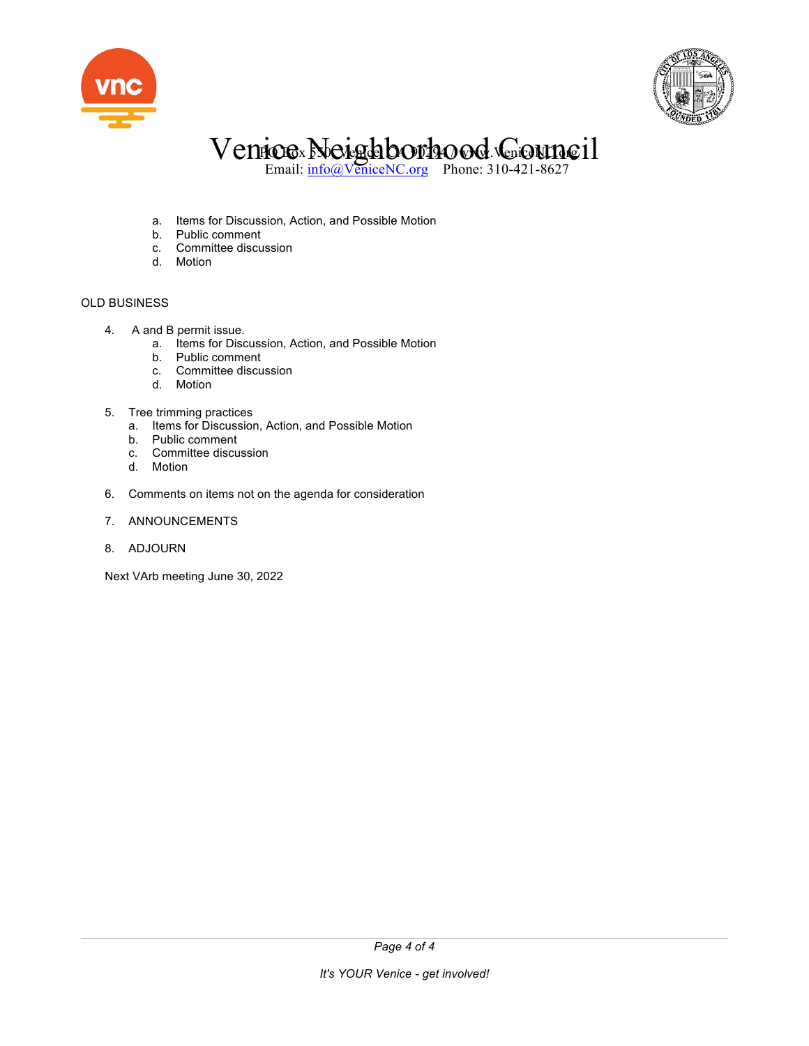a. Items for Discussion, Action, and Possible Motion
b. Public comment
c. Committee discussion
d. Motion

OLD BUSINESS

4. A and B permit issue.
   a. Items for Discussion, Action, and Possible Motion
   b. Public comment
   c. Committee discussion
   d. Motion

5. Tree trimming practices
   a. Items for Discussion, Action, and Possible Motion
   b. Public comment
   c. Committee discussion
   d. Motion

6. Comments on items not on the agenda for consideration

7. ANNOUNCEMENTS

8. ADJOURN

Next VArb meeting June 30, 2022